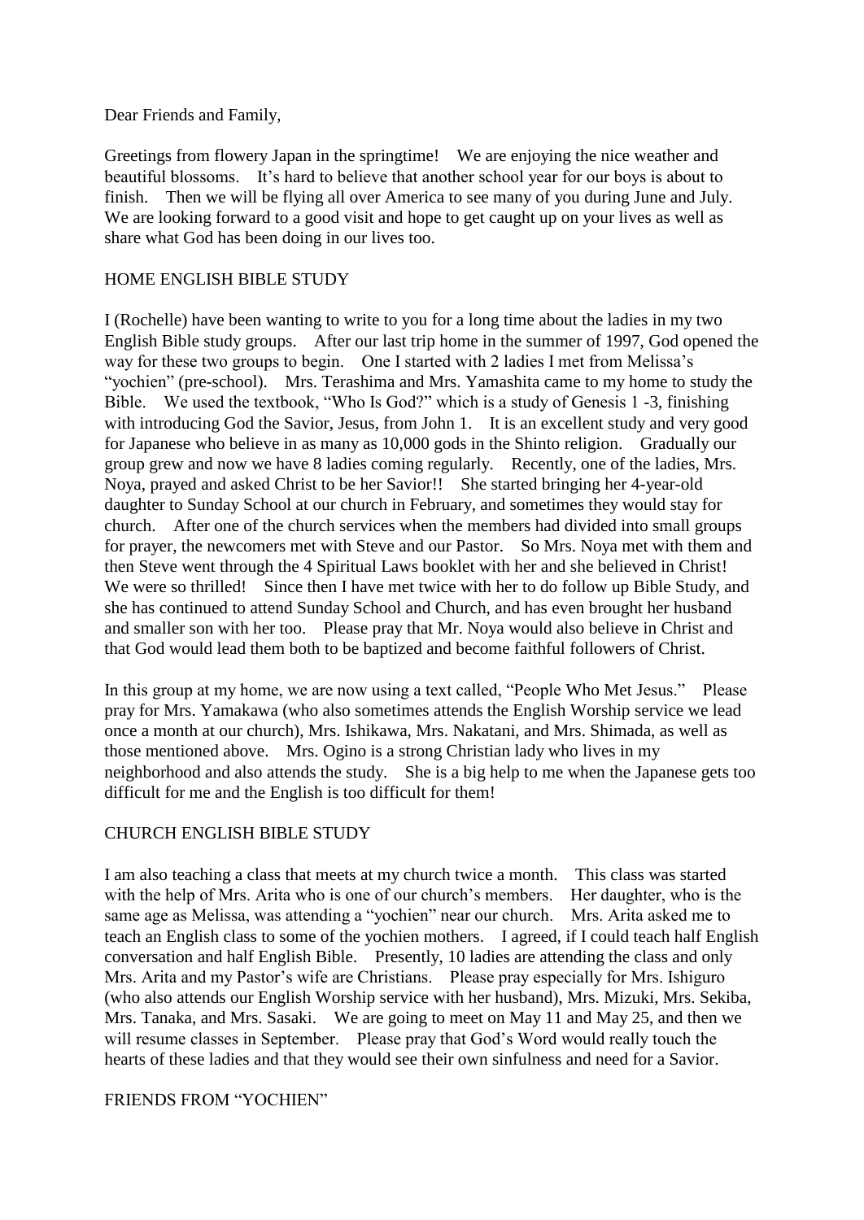Dear Friends and Family,

Greetings from flowery Japan in the springtime! We are enjoying the nice weather and beautiful blossoms. It's hard to believe that another school year for our boys is about to finish. Then we will be flying all over America to see many of you during June and July. We are looking forward to a good visit and hope to get caught up on your lives as well as share what God has been doing in our lives too.

## HOME ENGLISH BIBLE STUDY

I (Rochelle) have been wanting to write to you for a long time about the ladies in my two English Bible study groups. After our last trip home in the summer of 1997, God opened the way for these two groups to begin. One I started with 2 ladies I met from Melissa's "yochien" (pre-school). Mrs. Terashima and Mrs. Yamashita came to my home to study the Bible. We used the textbook, "Who Is God?" which is a study of Genesis 1 -3, finishing with introducing God the Savior, Jesus, from John 1. It is an excellent study and very good for Japanese who believe in as many as 10,000 gods in the Shinto religion. Gradually our group grew and now we have 8 ladies coming regularly. Recently, one of the ladies, Mrs. Noya, prayed and asked Christ to be her Savior!! She started bringing her 4-year-old daughter to Sunday School at our church in February, and sometimes they would stay for church. After one of the church services when the members had divided into small groups for prayer, the newcomers met with Steve and our Pastor. So Mrs. Noya met with them and then Steve went through the 4 Spiritual Laws booklet with her and she believed in Christ! We were so thrilled! Since then I have met twice with her to do follow up Bible Study, and she has continued to attend Sunday School and Church, and has even brought her husband and smaller son with her too. Please pray that Mr. Noya would also believe in Christ and that God would lead them both to be baptized and become faithful followers of Christ.

In this group at my home, we are now using a text called, "People Who Met Jesus." Please pray for Mrs. Yamakawa (who also sometimes attends the English Worship service we lead once a month at our church), Mrs. Ishikawa, Mrs. Nakatani, and Mrs. Shimada, as well as those mentioned above. Mrs. Ogino is a strong Christian lady who lives in my neighborhood and also attends the study. She is a big help to me when the Japanese gets too difficult for me and the English is too difficult for them!

## CHURCH ENGLISH BIBLE STUDY

I am also teaching a class that meets at my church twice a month. This class was started with the help of Mrs. Arita who is one of our church's members. Her daughter, who is the same age as Melissa, was attending a "yochien" near our church. Mrs. Arita asked me to teach an English class to some of the yochien mothers. I agreed, if I could teach half English conversation and half English Bible. Presently, 10 ladies are attending the class and only Mrs. Arita and my Pastor's wife are Christians. Please pray especially for Mrs. Ishiguro (who also attends our English Worship service with her husband), Mrs. Mizuki, Mrs. Sekiba, Mrs. Tanaka, and Mrs. Sasaki. We are going to meet on May 11 and May 25, and then we will resume classes in September. Please pray that God's Word would really touch the hearts of these ladies and that they would see their own sinfulness and need for a Savior.

## FRIENDS FROM "YOCHIEN"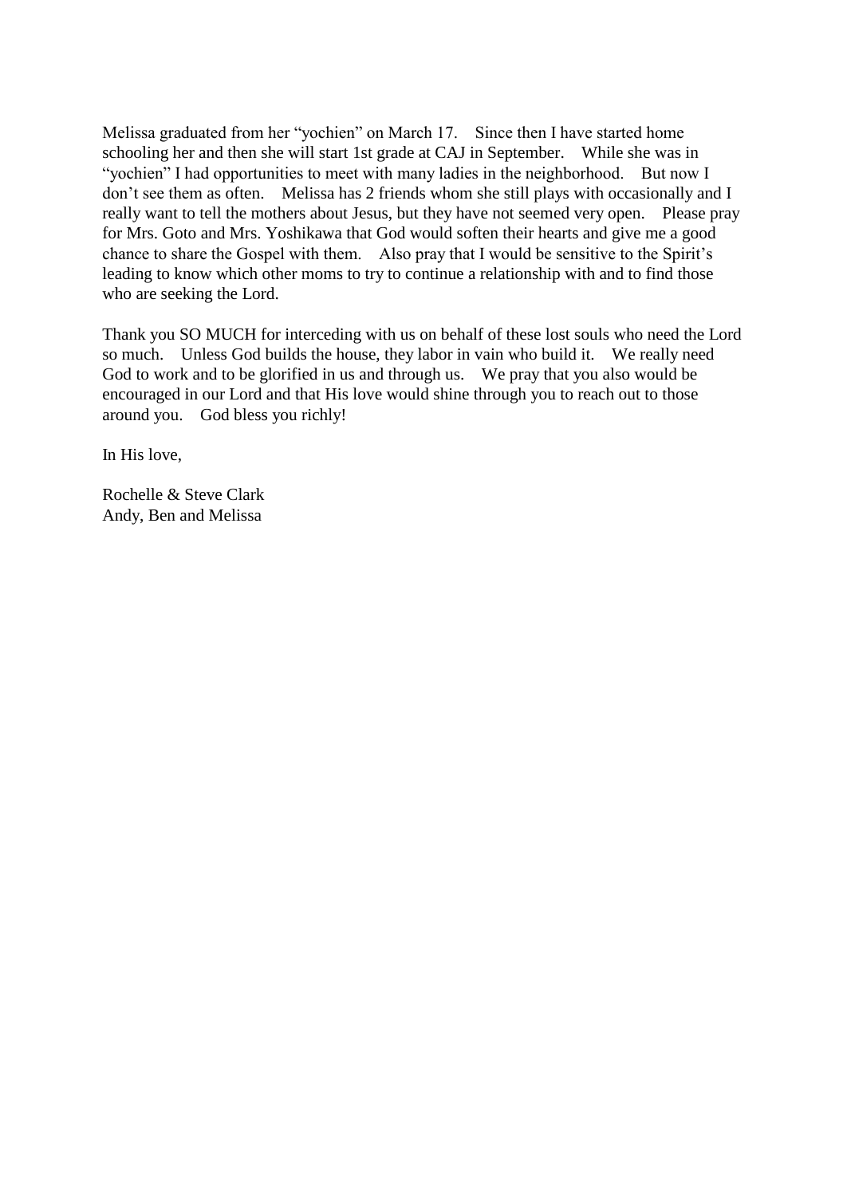Melissa graduated from her "yochien" on March 17. Since then I have started home schooling her and then she will start 1st grade at CAJ in September. While she was in "yochien" I had opportunities to meet with many ladies in the neighborhood. But now I don't see them as often. Melissa has 2 friends whom she still plays with occasionally and I really want to tell the mothers about Jesus, but they have not seemed very open. Please pray for Mrs. Goto and Mrs. Yoshikawa that God would soften their hearts and give me a good chance to share the Gospel with them. Also pray that I would be sensitive to the Spirit's leading to know which other moms to try to continue a relationship with and to find those who are seeking the Lord.

Thank you SO MUCH for interceding with us on behalf of these lost souls who need the Lord so much. Unless God builds the house, they labor in vain who build it. We really need God to work and to be glorified in us and through us. We pray that you also would be encouraged in our Lord and that His love would shine through you to reach out to those around you. God bless you richly!

In His love,

Rochelle & Steve Clark
Andy, Ben and Melissa